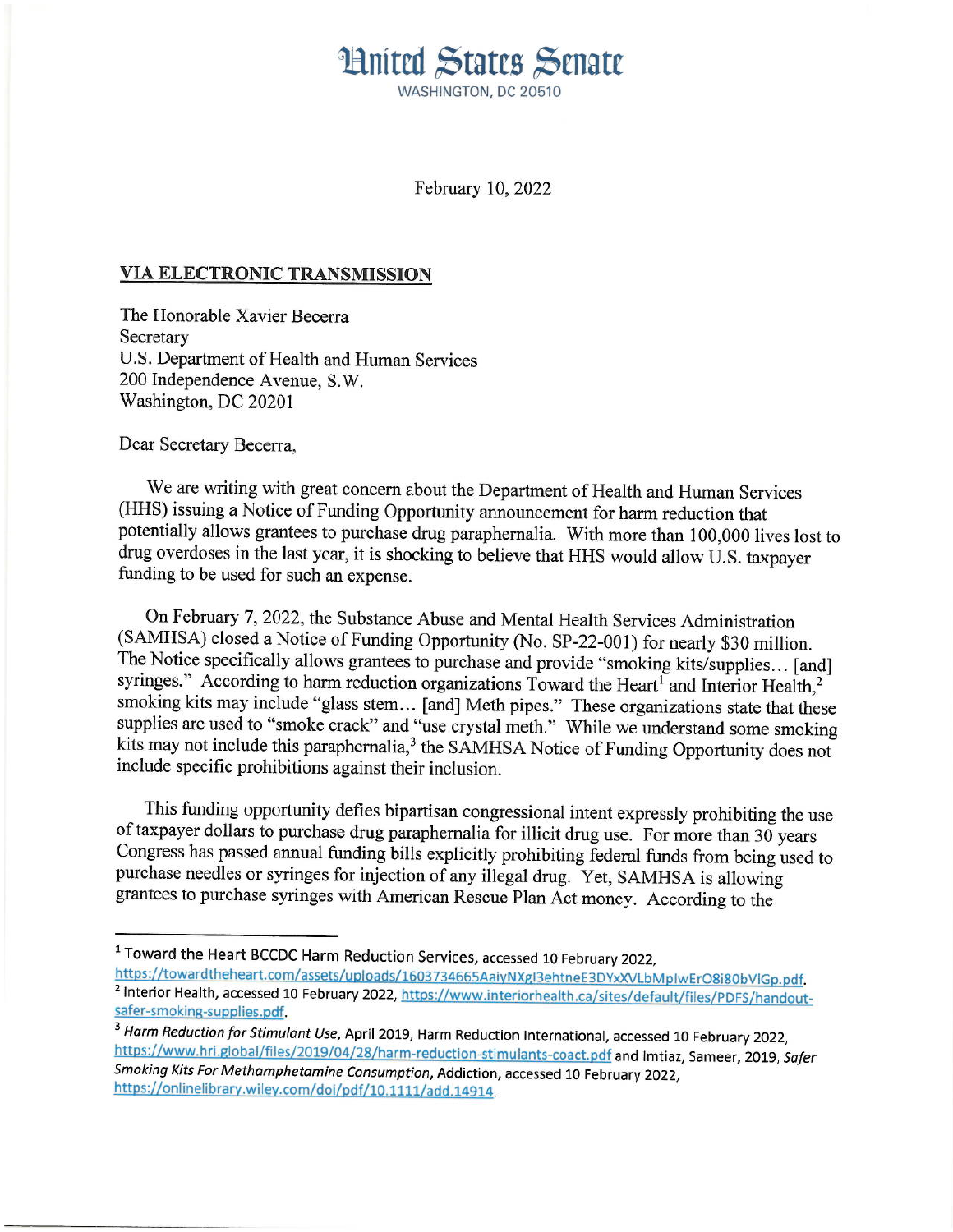# United States Senate

WASHINGTON, DC 20510

February 10, 2022

**VIA ELECTRONIC TRANSMISSION**

The Honorable Xavier Becerra
Secretary
U.S. Department of Health and Human Services
200 Independence Avenue, S.W.
Washington, DC 20201

Dear Secretary Becerra,

We are writing with great concern about the Department of Health and Human Services (HHS) issuing a Notice of Funding Opportunity announcement for harm reduction that potentially allows grantees to purchase drug paraphernalia. With more than 100,000 lives lost to drug overdoses in the last year, it is shocking to believe that HHS would allow U.S. taxpayer funding to be used for such an expense.

On February 7, 2022, the Substance Abuse and Mental Health Services Administration (SAMHSA) closed a Notice of Funding Opportunity (No. SP-22-001) for nearly $30 million. The Notice specifically allows grantees to purchase and provide "smoking kits/supplies… [and] syringes." According to harm reduction organizations Toward the Heart[1] and Interior Health,[2] smoking kits may include "glass stem… [and] Meth pipes." These organizations state that these supplies are used to "smoke crack" and "use crystal meth." While we understand some smoking kits may not include this paraphernalia,[3] the SAMHSA Notice of Funding Opportunity does not include specific prohibitions against their inclusion.

This funding opportunity defies bipartisan congressional intent expressly prohibiting the use of taxpayer dollars to purchase drug paraphernalia for illicit drug use. For more than 30 years Congress has passed annual funding bills explicitly prohibiting federal funds from being used to purchase needles or syringes for injection of any illegal drug. Yet, SAMHSA is allowing grantees to purchase syringes with American Rescue Plan Act money. According to the

---

[1] Toward the Heart BCCDC Harm Reduction Services, accessed 10 February 2022, https://towardtheheart.com/assets/uploads/1603734665AaiyNXgl3ehtneE3DYxXVLbMplwErO8i80bVlGp.pdf.

[2] Interior Health, accessed 10 February 2022, https://www.interiorhealth.ca/sites/default/files/PDFS/handout-safer-smoking-supplies.pdf.

[3] *Harm Reduction for Stimulant Use*, April 2019, Harm Reduction International, accessed 10 February 2022, https://www.hri.global/files/2019/04/28/harm-reduction-stimulants-coact.pdf and Imtiaz, Sameer, 2019, *Safer Smoking Kits For Methamphetamine Consumption*, Addiction, accessed 10 February 2022, https://onlinelibrary.wiley.com/doi/pdf/10.1111/add.14914.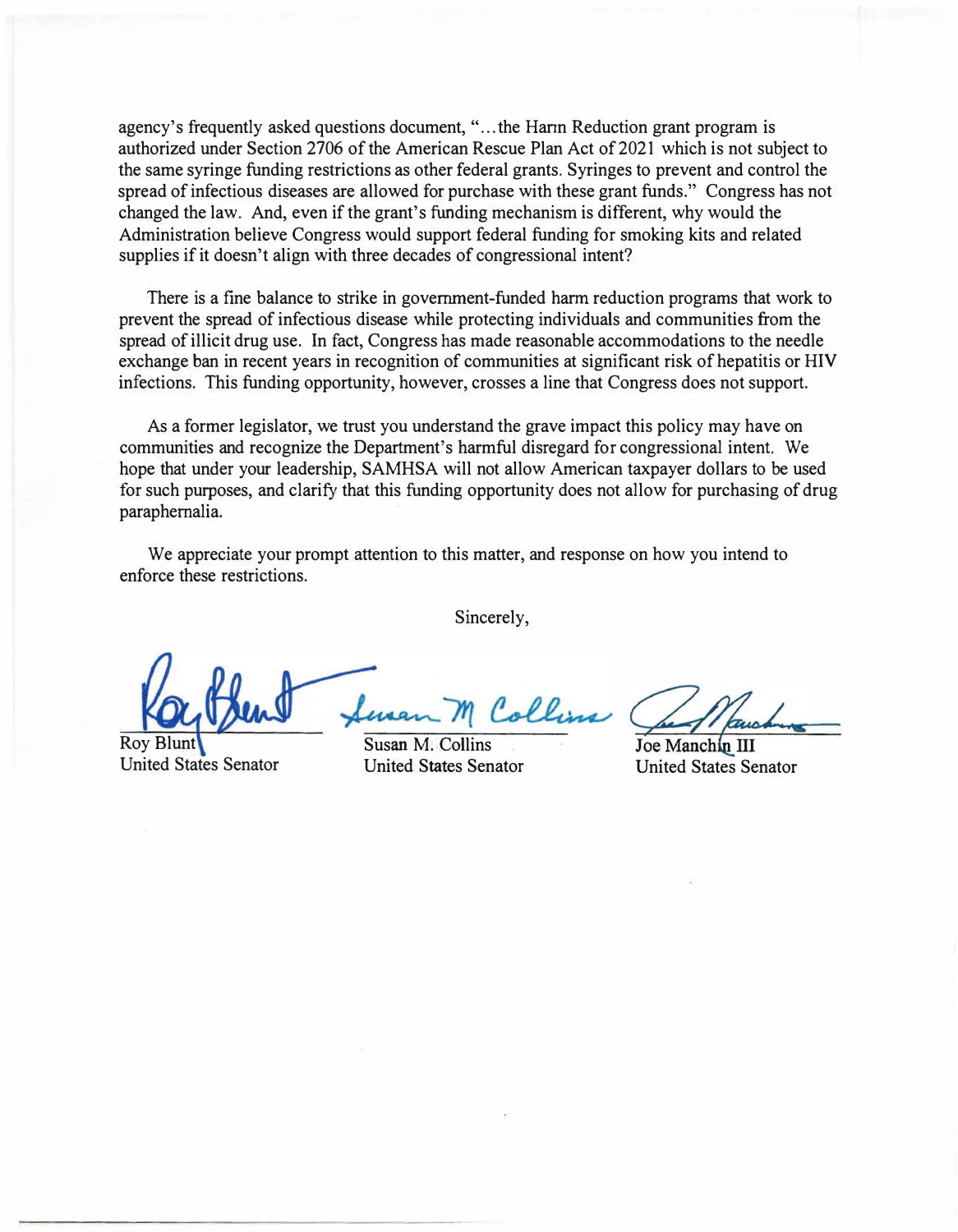agency's frequently asked questions document, "...the Harm Reduction grant program is authorized under Section 2706 of the American Rescue Plan Act of 2021 which is not subject to the same syringe funding restrictions as other federal grants. Syringes to prevent and control the spread of infectious diseases are allowed for purchase with these grant funds." Congress has not changed the law. And, even if the grant's funding mechanism is different, why would the Administration believe Congress would support federal funding for smoking kits and related supplies if it doesn't align with three decades of congressional intent?

There is a fine balance to strike in government-funded harm reduction programs that work to prevent the spread of infectious disease while protecting individuals and communities from the spread of illicit drug use. In fact, Congress has made reasonable accommodations to the needle exchange ban in recent years in recognition of communities at significant risk of hepatitis or HIV infections. This funding opportunity, however, crosses a line that Congress does not support.

As a former legislator, we trust you understand the grave impact this policy may have on communities and recognize the Department's harmful disregard for congressional intent. We hope that under your leadership, SAMHSA will not allow American taxpayer dollars to be used for such purposes, and clarify that this funding opportunity does not allow for purchasing of drug paraphernalia.

We appreciate your prompt attention to this matter, and response on how you intend to enforce these restrictions.

Sincerely,

Roy Blunt
United States Senator

Susan M. Collins
United States Senator

Joe Manchin III
United States Senator